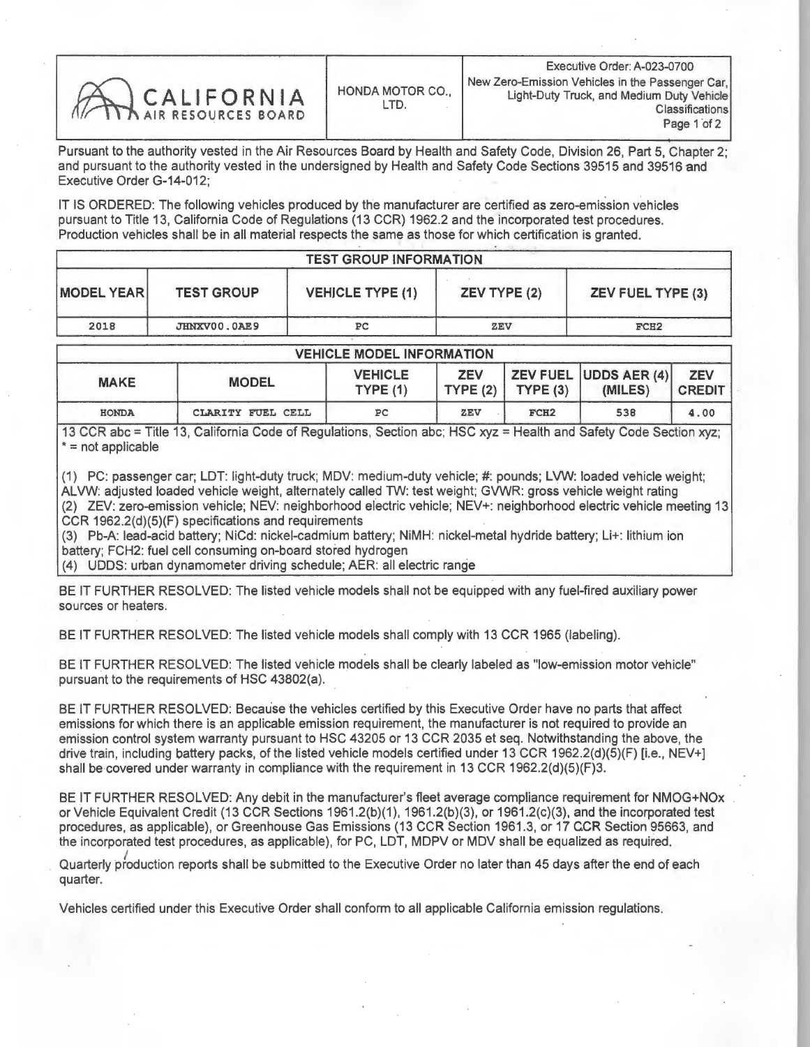| CALIFORNIA AIR RESOURCES BOARD | HONDA MOTOR CO., LTD. | Executive Order: A-023-0700<br>New Zero-Emission Vehicles in the Passenger Car, Light-Duty Truck, and Medium Duty Vehicle Classifications |
|---|---|---|

Pursuant to the authority vested in the Air Resources Board by Health and Safety Code, Division 26, Part 5, Chapter 2; and pursuant to the authority vested in the undersigned by Health and Safety Code Sections 39515 and 39516 and Executive Order G-14-012;

IT IS ORDERED: The following vehicles produced by the manufacturer are certified as zero-emission vehicles pursuant to Title 13, California Code of Regulations (13 CCR) 1962.2 and the incorporated test procedures. Production vehicles shall be in all material respects the same as those for which certification is granted.

| TEST GROUP INFORMATION | | | | |
|---|---|---|---|---|
| MODEL YEAR | TEST GROUP | VEHICLE TYPE (1) | ZEV TYPE (2) | ZEV FUEL TYPE (3) |
| 2018 | JHNXV00.0AE9 | PC | ZEV | FCH2 |

| VEHICLE MODEL INFORMATION | | | | | | |
|---|---|---|---|---|---|---|
| MAKE | MODEL | VEHICLE TYPE (1) | ZEV TYPE (2) | ZEV FUEL TYPE (3) | UDDS AER (4) (MILES) | ZEV CREDIT |
| HONDA | CLARITY FUEL CELL | PC | ZEV | FCH2 | 538 | 4.00 |

13 CCR abc = Title 13, California Code of Regulations, Section abc; HSC xyz = Health and Safety Code Section xyz; * = not applicable

(1) PC: passenger car; LDT: light-duty truck; MDV: medium-duty vehicle; #: pounds; LVW: loaded vehicle weight; ALVW: adjusted loaded vehicle weight, alternately called TW: test weight; GVWR: gross vehicle weight rating
(2) ZEV: zero-emission vehicle; NEV: neighborhood electric vehicle; NEV+: neighborhood electric vehicle meeting 13 CCR 1962.2(d)(5)(F) specifications and requirements
(3) Pb-A: lead-acid battery; NiCd: nickel-cadmium battery; NiMH: nickel-metal hydride battery; Li+: lithium ion battery; FCH2: fuel cell consuming on-board stored hydrogen
(4) UDDS: urban dynamometer driving schedule; AER: all electric range

BE IT FURTHER RESOLVED: The listed vehicle models shall not be equipped with any fuel-fired auxiliary power sources or heaters.

BE IT FURTHER RESOLVED: The listed vehicle models shall comply with 13 CCR 1965 (labeling).

BE IT FURTHER RESOLVED: The listed vehicle models shall be clearly labeled as "low-emission motor vehicle" pursuant to the requirements of HSC 43802(a).

BE IT FURTHER RESOLVED: Because the vehicles certified by this Executive Order have no parts that affect emissions for which there is an applicable emission requirement, the manufacturer is not required to provide an emission control system warranty pursuant to HSC 43205 or 13 CCR 2035 et seq. Notwithstanding the above, the drive train, including battery packs, of the listed vehicle models certified under 13 CCR 1962.2(d)(5)(F) [i.e., NEV+] shall be covered under warranty in compliance with the requirement in 13 CCR 1962.2(d)(5)(F)3.

BE IT FURTHER RESOLVED: Any debit in the manufacturer's fleet average compliance requirement for NMOG+NOx or Vehicle Equivalent Credit (13 CCR Sections 1961.2(b)(1), 1961.2(b)(3), or 1961.2(c)(3), and the incorporated test procedures, as applicable), or Greenhouse Gas Emissions (13 CCR Section 1961.3, or 17 CCR Section 95663, and the incorporated test procedures, as applicable), for PC, LDT, MDPV or MDV shall be equalized as required.

Quarterly production reports shall be submitted to the Executive Order no later than 45 days after the end of each quarter.

Vehicles certified under this Executive Order shall conform to all applicable California emission regulations.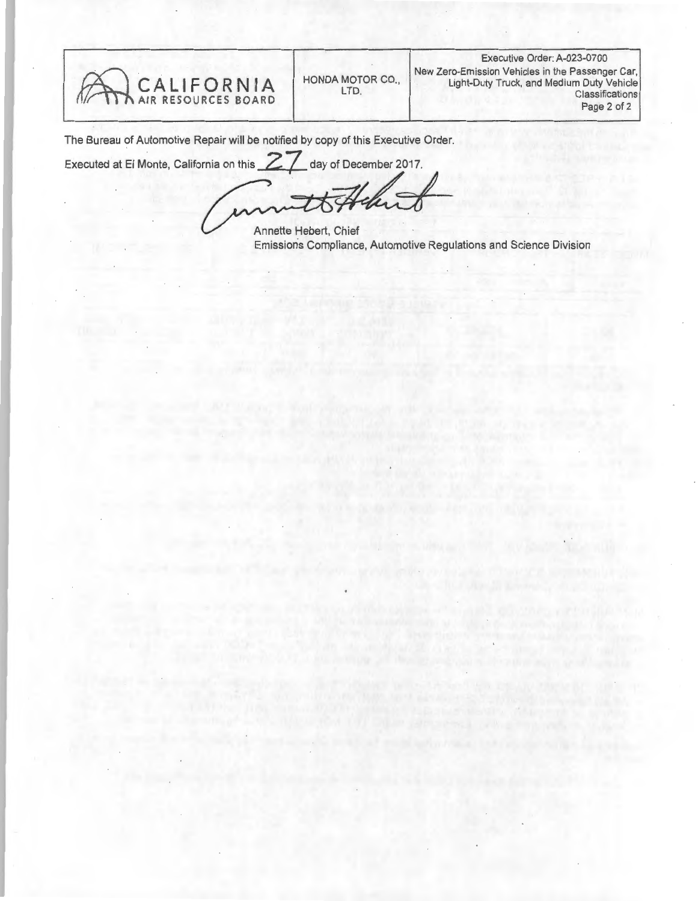The Bureau of Automotive Repair will be notified by copy of this Executive Order.

Executed at El Monte, California on this 27 day of December 2017.

Annette Hebert, Chief
Emissions Compliance, Automotive Regulations and Science Division